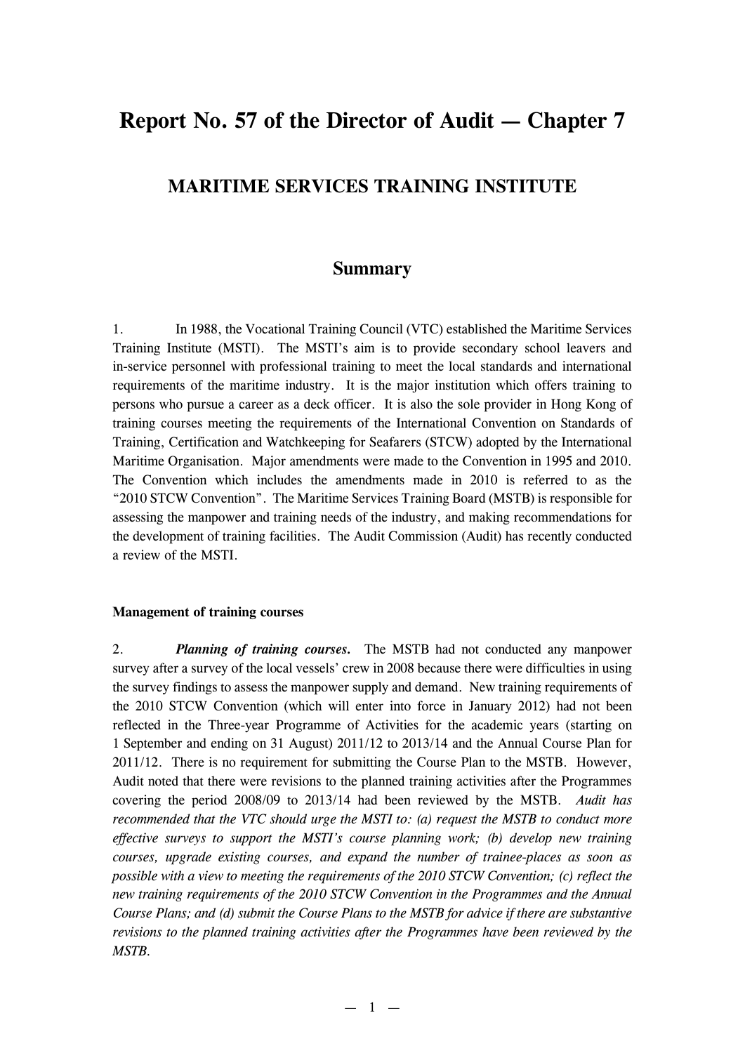# Report No. 57 of the Director of Audit — Chapter 7

## MARITIME SERVICES TRAINING INSTITUTE

### Summary

1. In 1988, the Vocational Training Council (VTC) established the Maritime Services Training Institute (MSTI). The MSTI's aim is to provide secondary school leavers and in-service personnel with professional training to meet the local standards and international requirements of the maritime industry. It is the major institution which offers training to persons who pursue a career as a deck officer. It is also the sole provider in Hong Kong of training courses meeting the requirements of the International Convention on Standards of Training, Certification and Watchkeeping for Seafarers (STCW) adopted by the International Maritime Organisation. Major amendments were made to the Convention in 1995 and 2010. The Convention which includes the amendments made in 2010 is referred to as the "2010 STCW Convention". The Maritime Services Training Board (MSTB) is responsible for assessing the manpower and training needs of the industry, and making recommendations for the development of training facilities. The Audit Commission (Audit) has recently conducted a review of the MSTI.

**Management of training courses**

2. ***Planning of training courses.*** The MSTB had not conducted any manpower survey after a survey of the local vessels' crew in 2008 because there were difficulties in using the survey findings to assess the manpower supply and demand. New training requirements of the 2010 STCW Convention (which will enter into force in January 2012) had not been reflected in the Three-year Programme of Activities for the academic years (starting on 1 September and ending on 31 August) 2011/12 to 2013/14 and the Annual Course Plan for 2011/12. There is no requirement for submitting the Course Plan to the MSTB. However, Audit noted that there were revisions to the planned training activities after the Programmes covering the period 2008/09 to 2013/14 had been reviewed by the MSTB. *Audit has recommended that the VTC should urge the MSTI to: (a) request the MSTB to conduct more effective surveys to support the MSTI's course planning work; (b) develop new training courses, upgrade existing courses, and expand the number of trainee-places as soon as possible with a view to meeting the requirements of the 2010 STCW Convention; (c) reflect the new training requirements of the 2010 STCW Convention in the Programmes and the Annual Course Plans; and (d) submit the Course Plans to the MSTB for advice if there are substantive revisions to the planned training activities after the Programmes have been reviewed by the MSTB.*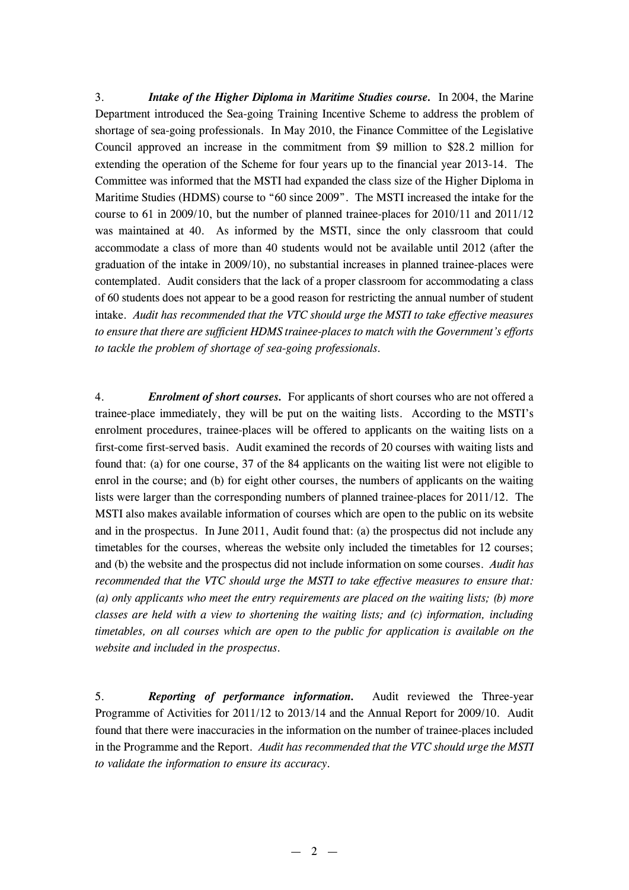3. ***Intake of the Higher Diploma in Maritime Studies course.*** In 2004, the Marine Department introduced the Sea-going Training Incentive Scheme to address the problem of shortage of sea-going professionals. In May 2010, the Finance Committee of the Legislative Council approved an increase in the commitment from $9 million to $28.2 million for extending the operation of the Scheme for four years up to the financial year 2013-14. The Committee was informed that the MSTI had expanded the class size of the Higher Diploma in Maritime Studies (HDMS) course to "60 since 2009". The MSTI increased the intake for the course to 61 in 2009/10, but the number of planned trainee-places for 2010/11 and 2011/12 was maintained at 40. As informed by the MSTI, since the only classroom that could accommodate a class of more than 40 students would not be available until 2012 (after the graduation of the intake in 2009/10), no substantial increases in planned trainee-places were contemplated. Audit considers that the lack of a proper classroom for accommodating a class of 60 students does not appear to be a good reason for restricting the annual number of student intake. *Audit has recommended that the VTC should urge the MSTI to take effective measures to ensure that there are sufficient HDMS trainee-places to match with the Government's efforts to tackle the problem of shortage of sea-going professionals.*

4. ***Enrolment of short courses.*** For applicants of short courses who are not offered a trainee-place immediately, they will be put on the waiting lists. According to the MSTI's enrolment procedures, trainee-places will be offered to applicants on the waiting lists on a first-come first-served basis. Audit examined the records of 20 courses with waiting lists and found that: (a) for one course, 37 of the 84 applicants on the waiting list were not eligible to enrol in the course; and (b) for eight other courses, the numbers of applicants on the waiting lists were larger than the corresponding numbers of planned trainee-places for 2011/12. The MSTI also makes available information of courses which are open to the public on its website and in the prospectus. In June 2011, Audit found that: (a) the prospectus did not include any timetables for the courses, whereas the website only included the timetables for 12 courses; and (b) the website and the prospectus did not include information on some courses. *Audit has recommended that the VTC should urge the MSTI to take effective measures to ensure that: (a) only applicants who meet the entry requirements are placed on the waiting lists; (b) more classes are held with a view to shortening the waiting lists; and (c) information, including timetables, on all courses which are open to the public for application is available on the website and included in the prospectus.*

5. ***Reporting of performance information.*** Audit reviewed the Three-year Programme of Activities for 2011/12 to 2013/14 and the Annual Report for 2009/10. Audit found that there were inaccuracies in the information on the number of trainee-places included in the Programme and the Report. *Audit has recommended that the VTC should urge the MSTI to validate the information to ensure its accuracy.*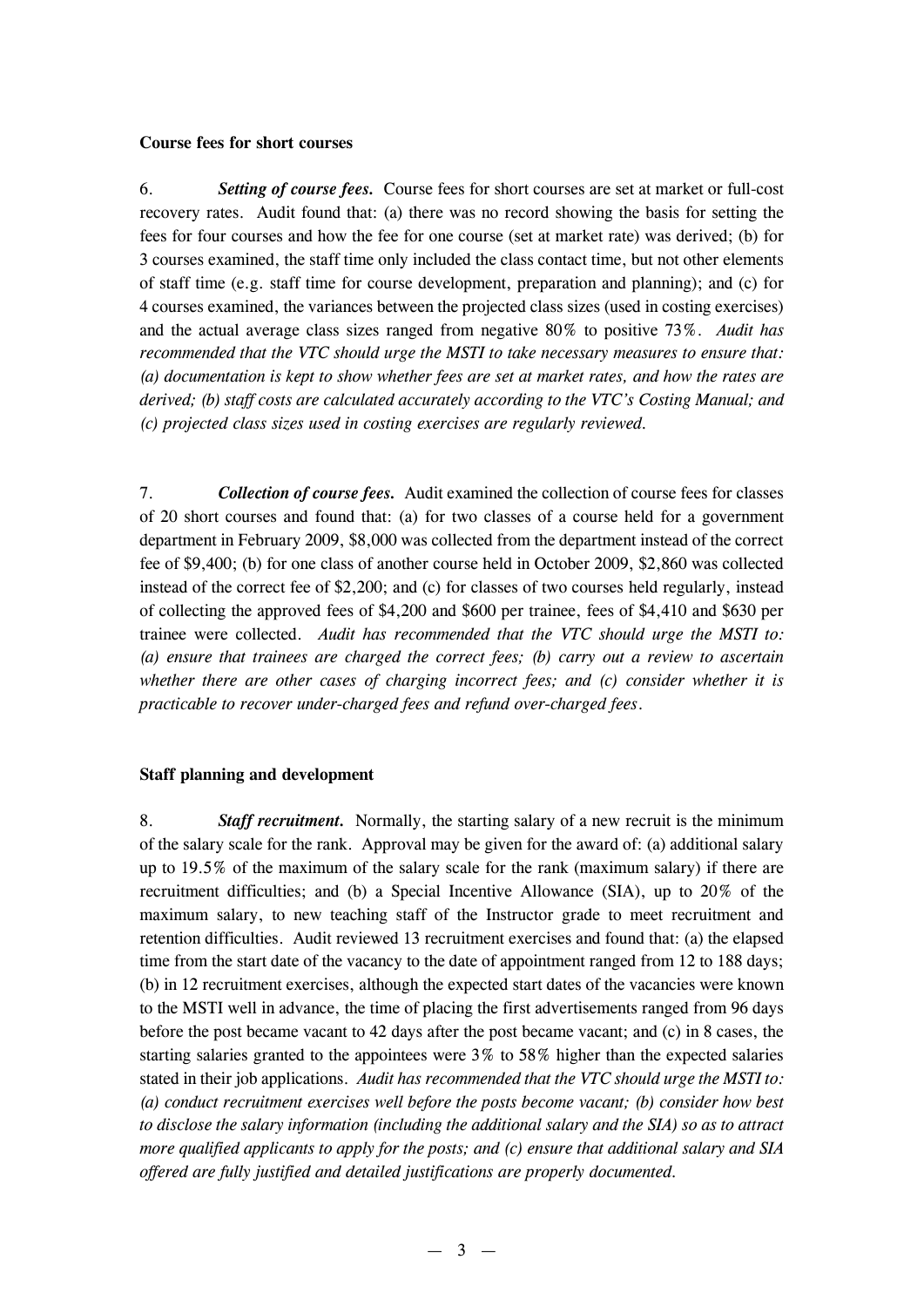**Course fees for short courses**

6. ***Setting of course fees.*** Course fees for short courses are set at market or full-cost recovery rates. Audit found that: (a) there was no record showing the basis for setting the fees for four courses and how the fee for one course (set at market rate) was derived; (b) for 3 courses examined, the staff time only included the class contact time, but not other elements of staff time (e.g. staff time for course development, preparation and planning); and (c) for 4 courses examined, the variances between the projected class sizes (used in costing exercises) and the actual average class sizes ranged from negative 80% to positive 73%. *Audit has recommended that the VTC should urge the MSTI to take necessary measures to ensure that: (a) documentation is kept to show whether fees are set at market rates, and how the rates are derived; (b) staff costs are calculated accurately according to the VTC's Costing Manual; and (c) projected class sizes used in costing exercises are regularly reviewed.*

7. ***Collection of course fees.*** Audit examined the collection of course fees for classes of 20 short courses and found that: (a) for two classes of a course held for a government department in February 2009, $8,000 was collected from the department instead of the correct fee of $9,400; (b) for one class of another course held in October 2009, $2,860 was collected instead of the correct fee of $2,200; and (c) for classes of two courses held regularly, instead of collecting the approved fees of $4,200 and $600 per trainee, fees of $4,410 and $630 per trainee were collected. *Audit has recommended that the VTC should urge the MSTI to: (a) ensure that trainees are charged the correct fees; (b) carry out a review to ascertain whether there are other cases of charging incorrect fees; and (c) consider whether it is practicable to recover under-charged fees and refund over-charged fees.*

**Staff planning and development**

8. ***Staff recruitment.*** Normally, the starting salary of a new recruit is the minimum of the salary scale for the rank. Approval may be given for the award of: (a) additional salary up to 19.5% of the maximum of the salary scale for the rank (maximum salary) if there are recruitment difficulties; and (b) a Special Incentive Allowance (SIA), up to 20% of the maximum salary, to new teaching staff of the Instructor grade to meet recruitment and retention difficulties. Audit reviewed 13 recruitment exercises and found that: (a) the elapsed time from the start date of the vacancy to the date of appointment ranged from 12 to 188 days; (b) in 12 recruitment exercises, although the expected start dates of the vacancies were known to the MSTI well in advance, the time of placing the first advertisements ranged from 96 days before the post became vacant to 42 days after the post became vacant; and (c) in 8 cases, the starting salaries granted to the appointees were 3% to 58% higher than the expected salaries stated in their job applications. *Audit has recommended that the VTC should urge the MSTI to: (a) conduct recruitment exercises well before the posts become vacant; (b) consider how best to disclose the salary information (including the additional salary and the SIA) so as to attract more qualified applicants to apply for the posts; and (c) ensure that additional salary and SIA offered are fully justified and detailed justifications are properly documented.*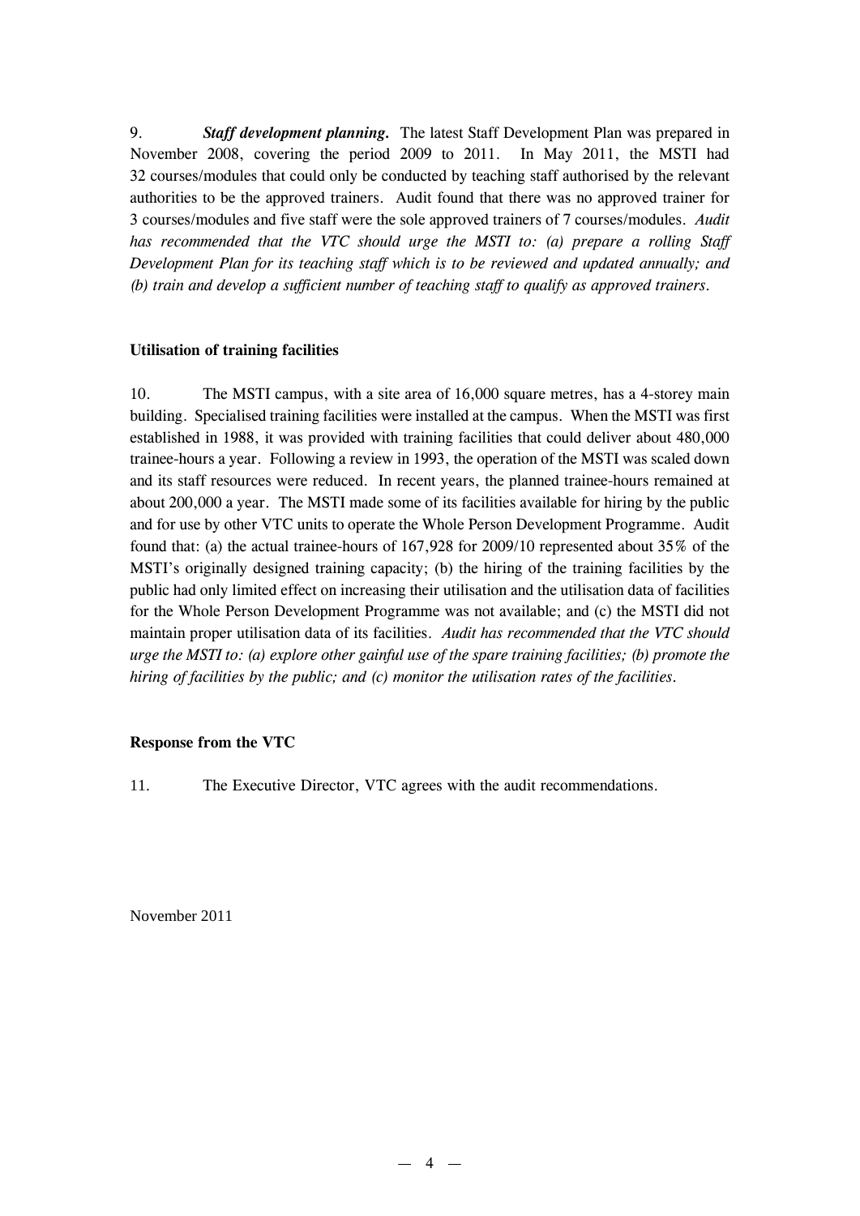9. ***Staff development planning.*** The latest Staff Development Plan was prepared in November 2008, covering the period 2009 to 2011. In May 2011, the MSTI had 32 courses/modules that could only be conducted by teaching staff authorised by the relevant authorities to be the approved trainers. Audit found that there was no approved trainer for 3 courses/modules and five staff were the sole approved trainers of 7 courses/modules. *Audit has recommended that the VTC should urge the MSTI to: (a) prepare a rolling Staff Development Plan for its teaching staff which is to be reviewed and updated annually; and (b) train and develop a sufficient number of teaching staff to qualify as approved trainers.*

**Utilisation of training facilities**

10. The MSTI campus, with a site area of 16,000 square metres, has a 4-storey main building. Specialised training facilities were installed at the campus. When the MSTI was first established in 1988, it was provided with training facilities that could deliver about 480,000 trainee-hours a year. Following a review in 1993, the operation of the MSTI was scaled down and its staff resources were reduced. In recent years, the planned trainee-hours remained at about 200,000 a year. The MSTI made some of its facilities available for hiring by the public and for use by other VTC units to operate the Whole Person Development Programme. Audit found that: (a) the actual trainee-hours of 167,928 for 2009/10 represented about 35% of the MSTI's originally designed training capacity; (b) the hiring of the training facilities by the public had only limited effect on increasing their utilisation and the utilisation data of facilities for the Whole Person Development Programme was not available; and (c) the MSTI did not maintain proper utilisation data of its facilities. *Audit has recommended that the VTC should urge the MSTI to: (a) explore other gainful use of the spare training facilities; (b) promote the hiring of facilities by the public; and (c) monitor the utilisation rates of the facilities.*

**Response from the VTC**

11. The Executive Director, VTC agrees with the audit recommendations.

November 2011